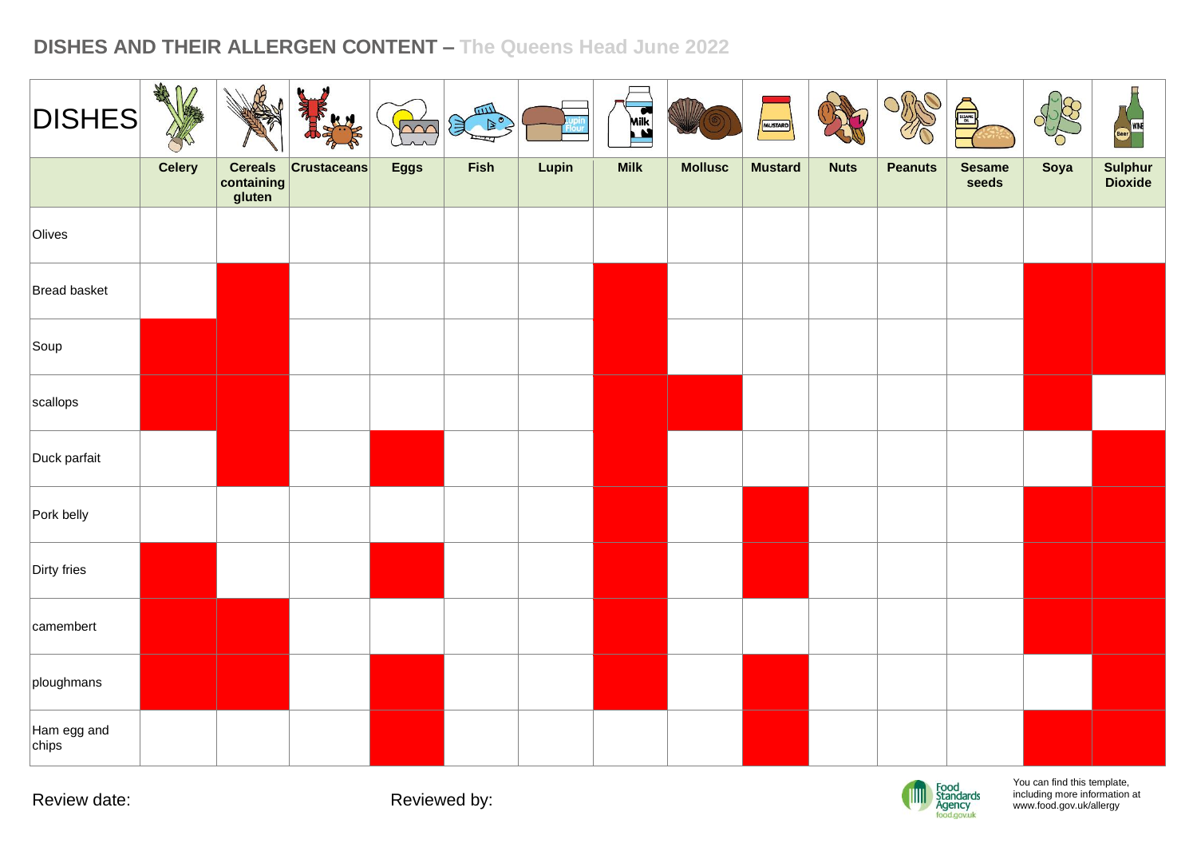## DISHES AND THEIR ALLERGEN CONTENT – The Queens Head June 2022

| DISHES | Celery | Cereals containing gluten | Crustaceans | Eggs | Fish | Lupin | Milk | Mollusc | Mustard | Nuts | Peanuts | Sesame seeds | Soya | Sulphur Dioxide |
|---|---|---|---|---|---|---|---|---|---|---|---|---|---|---|
| Olives | | | | | | | | | | | | | | |
| Bread basket | | X | | | | | X | | | | | | X | X |
| Soup | X | X | | | | | X | | | | | | X | X |
| scallops | X | X | | | | | X | X | | | | | X | |
| Duck parfait | | X | | X | | | X | | | | | | | X |
| Pork belly | | | | | | | X | | X | | | | X | X |
| Dirty fries | X | | | X | | | X | | X | | | | X | X |
| camembert | X | X | | | | | X | | | | | | X | X |
| ploughmans | X | X | | X | | | X | | X | | | | | X |
| Ham egg and chips | | | | X | | | | | X | | | | X | X |

Review date:

Reviewed by:

Food Standards Agency food.gov.uk

You can find this template, including more information at www.food.gov.uk/allergy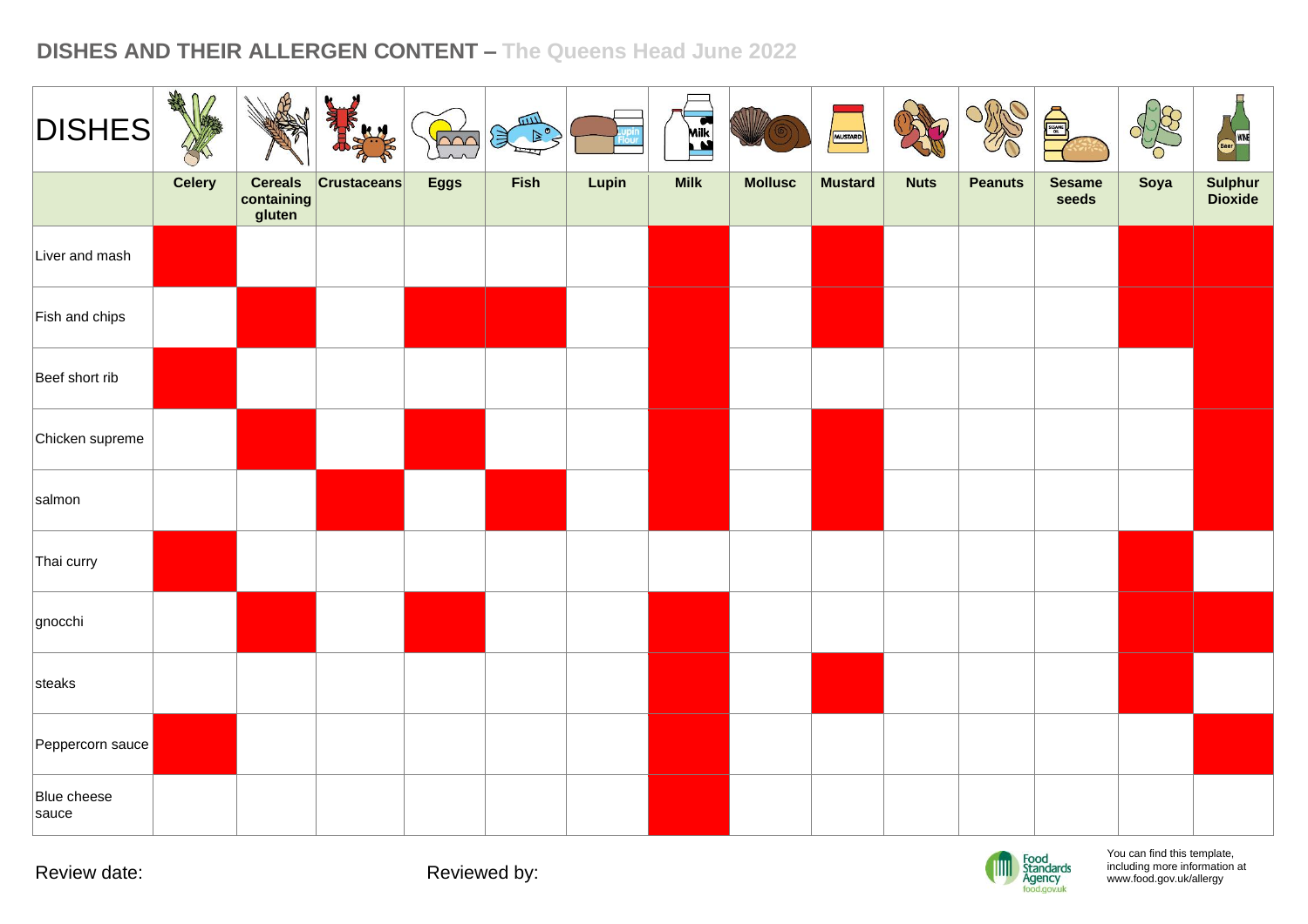## DISHES AND THEIR ALLERGEN CONTENT – The Queens Head June 2022

| DISHES | Celery | Cereals containing gluten | Crustaceans | Eggs | Fish | Lupin | Milk | Mollusc | Mustard | Nuts | Peanuts | Sesame seeds | Soya | Sulphur Dioxide |
|---|---|---|---|---|---|---|---|---|---|---|---|---|---|---|
| Liver and mash | X | | | | | | X | | X | | | | X | X |
| Fish and chips | | X | | X | X | | X | | X | | | | X | X |
| Beef short rib | X | | | | | | X | | | | | | | X |
| Chicken supreme | | X | | X | | | X | | X | | | | | X |
| salmon | | | X | | X | | X | | X | | | | | X |
| Thai curry | X | | | | | | | | | | | | X | |
| gnocchi | | X | | X | | | X | | | | | | X | X |
| steaks | | | | | | | X | | X | | | | X | |
| Peppercorn sauce | X | | | | | | X | | | | | | | X |
| Blue cheese sauce | | | | | | | X | | | | | | | |

Review date:

Reviewed by:

Food Standards Agency food.gov.uk

You can find this template, including more information at www.food.gov.uk/allergy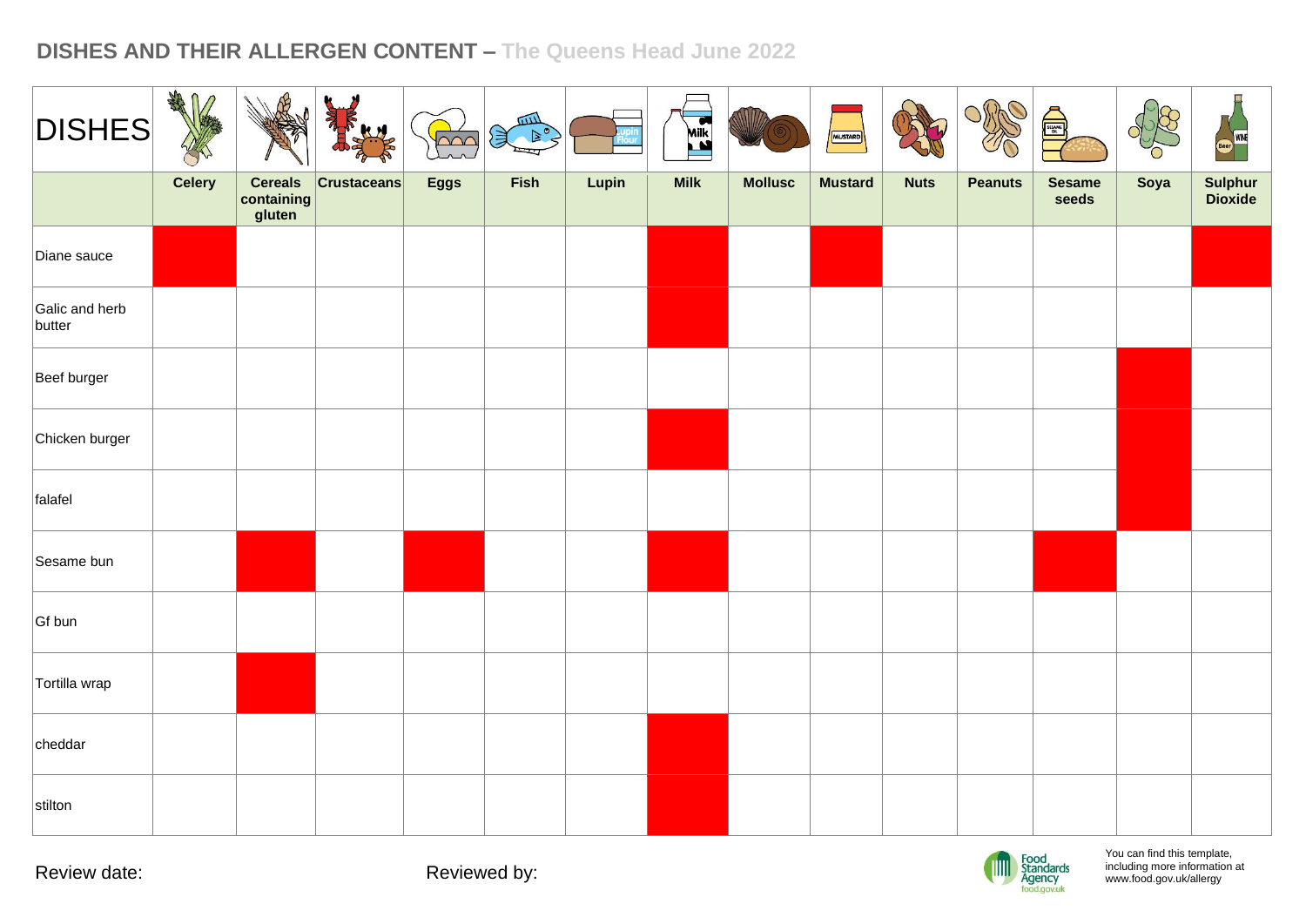## DISHES AND THEIR ALLERGEN CONTENT – The Queens Head June 2022

| DISHES | Celery | Cereals containing gluten | Crustaceans | Eggs | Fish | Lupin | Milk | Mollusc | Mustard | Nuts | Peanuts | Sesame seeds | Soya | Sulphur Dioxide |
|---|---|---|---|---|---|---|---|---|---|---|---|---|---|---|
| Diane sauce | X | | | | | | X | | X | | | | | X |
| Galic and herb butter | | | | | | | X | | | | | | | |
| Beef burger | | | | | | | | | | | | | X | |
| Chicken burger | | | | | | | X | | | | | | X | |
| falafel | | | | | | | | | | | | | X | |
| Sesame bun | | X | | X | | | X | | | | | X | | |
| Gf bun | | | | | | | | | | | | | | |
| Tortilla wrap | | X | | | | | | | | | | | | |
| cheddar | | | | | | | X | | | | | | | |
| stilton | | | | | | | X | | | | | | | |

Review date: Reviewed by:

Food Standards Agency food.gov.uk

You can find this template, including more information at www.food.gov.uk/allergy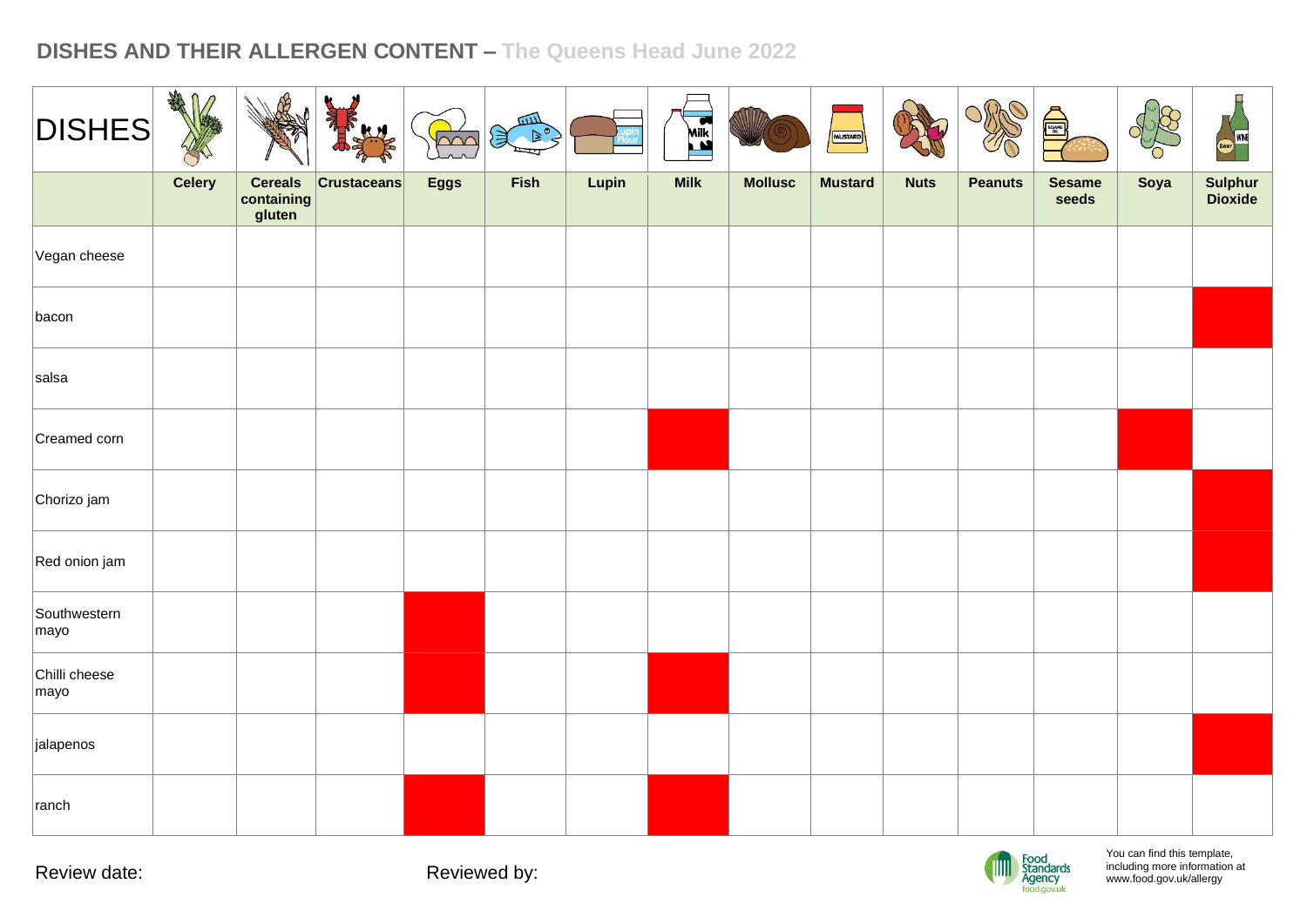## DISHES AND THEIR ALLERGEN CONTENT – The Queens Head June 2022

| DISHES | Celery | Cereals containing gluten | Crustaceans | Eggs | Fish | Lupin | Milk | Mollusc | Mustard | Nuts | Peanuts | Sesame seeds | Soya | Sulphur Dioxide |
|---|---|---|---|---|---|---|---|---|---|---|---|---|---|---|
| Vegan cheese | | | | | | | | | | | | | | |
| bacon | | | | | | | | | | | | | | X |
| salsa | | | | | | | | | | | | | | |
| Creamed corn | | | | | | | X | | | | | | X | |
| Chorizo jam | | | | | | | | | | | | | | X |
| Red onion jam | | | | | | | | | | | | | | X |
| Southwestern mayo | | | | X | | | | | | | | | | |
| Chilli cheese mayo | | | | X | | | X | | | | | | | |
| jalapenos | | | | | | | | | | | | | | X |
| ranch | | | | X | | | X | | | | | | | |

Review date:

Reviewed by:

Food Standards Agency food.gov.uk

You can find this template, including more information at www.food.gov.uk/allergy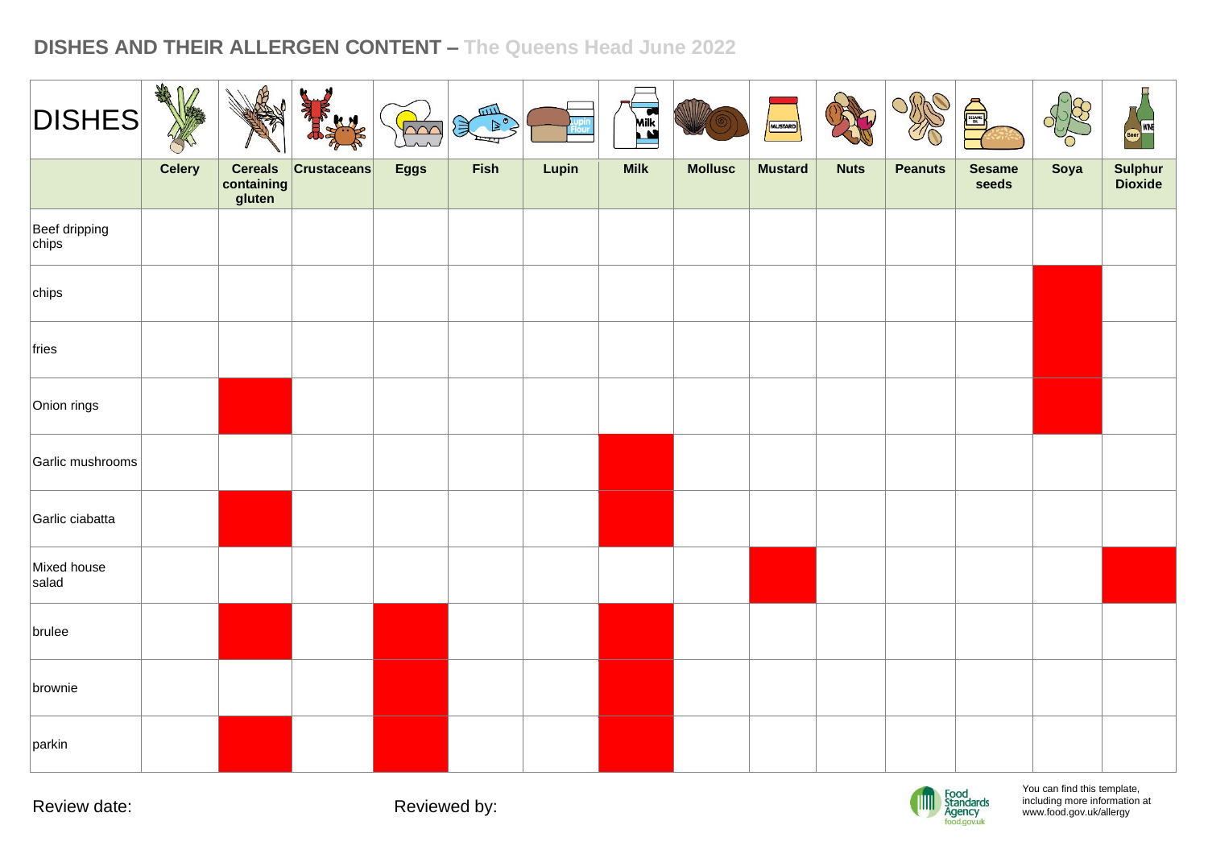## DISHES AND THEIR ALLERGEN CONTENT – The Queens Head June 2022

| DISHES | Celery | Cereals containing gluten | Crustaceans | Eggs | Fish | Lupin | Milk | Mollusc | Mustard | Nuts | Peanuts | Sesame seeds | Soya | Sulphur Dioxide |
|---|---|---|---|---|---|---|---|---|---|---|---|---|---|---|
| Beef dripping chips | | | | | | | | | | | | | | |
| chips | | | | | | | | | | | | | X | |
| fries | | | | | | | | | | | | | X | |
| Onion rings | | X | | | | | | | | | | | X | |
| Garlic mushrooms | | | | | | | X | | | | | | | |
| Garlic ciabatta | | X | | | | | X | | | | | | | |
| Mixed house salad | | | | | | | | | X | | | | | X |
| brulee | | X | | X | | | X | | | | | | | |
| brownie | | | | X | | | X | | | | | | | |
| parkin | | X | | X | | | X | | | | | | | |

Review date:

Reviewed by:

Food Standards Agency food.gov.uk

You can find this template, including more information at www.food.gov.uk/allergy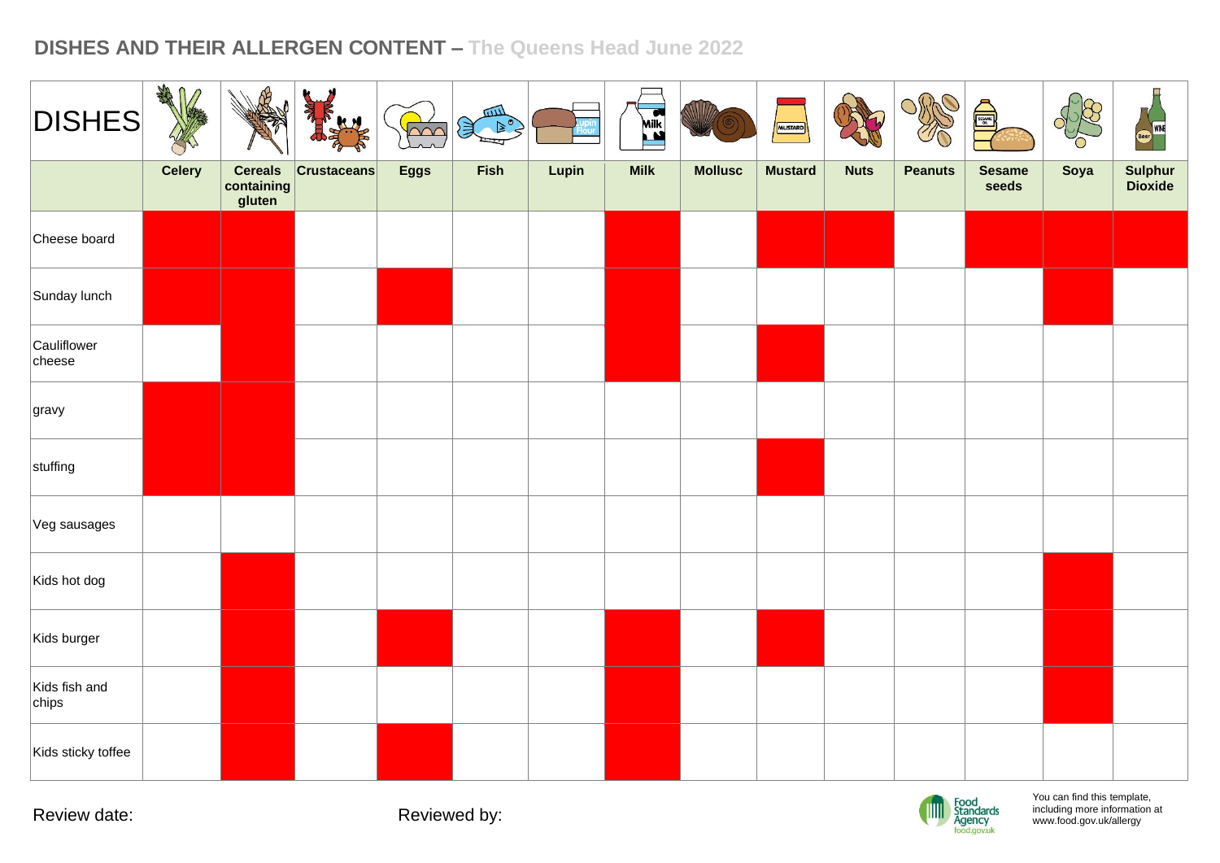## DISHES AND THEIR ALLERGEN CONTENT – The Queens Head June 2022

| DISHES | Celery | Cereals containing gluten | Crustaceans | Eggs | Fish | Lupin | Milk | Mollusc | Mustard | Nuts | Peanuts | Sesame seeds | Soya | Sulphur Dioxide |
|---|---|---|---|---|---|---|---|---|---|---|---|---|---|---|
| Cheese board | X | X | | | | | X | | X | X | | X | X | X |
| Sunday lunch | X | X | | X | | | X | | | | | | X | |
| Cauliflower cheese | | X | | | | | X | | X | | | | | |
| gravy | X | X | | | | | | | | | | | | |
| stuffing | X | X | | | | | | | X | | | | | |
| Veg sausages | | | | | | | | | | | | | | |
| Kids hot dog | | X | | | | | | | | | | | X | |
| Kids burger | | X | | X | | | X | | X | | | | X | |
| Kids fish and chips | | X | | | | | X | | | | | | X | |
| Kids sticky toffee | | X | | X | | | X | | | | | | | |

Review date:

Reviewed by:

Food Standards Agency food.gov.uk

You can find this template, including more information at www.food.gov.uk/allergy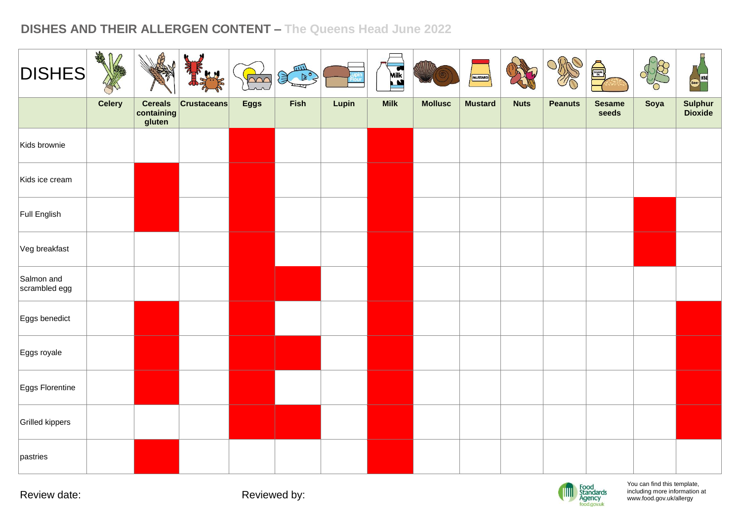# DISHES AND THEIR ALLERGEN CONTENT – The Queens Head June 2022

| DISHES | Celery | Cereals containing gluten | Crustaceans | Eggs | Fish | Lupin | Milk | Mollusc | Mustard | Nuts | Peanuts | Sesame seeds | Soya | Sulphur Dioxide |
|---|---|---|---|---|---|---|---|---|---|---|---|---|---|---|
| Kids brownie | | | | ■ | | | ■ | | | | | | | |
| Kids ice cream | | ■ | | ■ | | | ■ | | | | | | | |
| Full English | | ■ | | ■ | | | ■ | | | | | | ■ | |
| Veg breakfast | | | | ■ | | | ■ | | | | | | ■ | |
| Salmon and scrambled egg | | | | ■ | ■ | | ■ | | | | | | | |
| Eggs benedict | | ■ | | ■ | | | ■ | | | | | | | ■ |
| Eggs royale | | ■ | | ■ | ■ | | ■ | | | | | | | ■ |
| Eggs Florentine | | ■ | | ■ | | | ■ | | | | | | | ■ |
| Grilled kippers | | | | ■ | ■ | | ■ | | | | | | | ■ |
| pastries | | ■ | | | | | ■ | | | | | | | |

Review date:

Reviewed by:

Food Standards Agency food.gov.uk

You can find this template, including more information at www.food.gov.uk/allergy